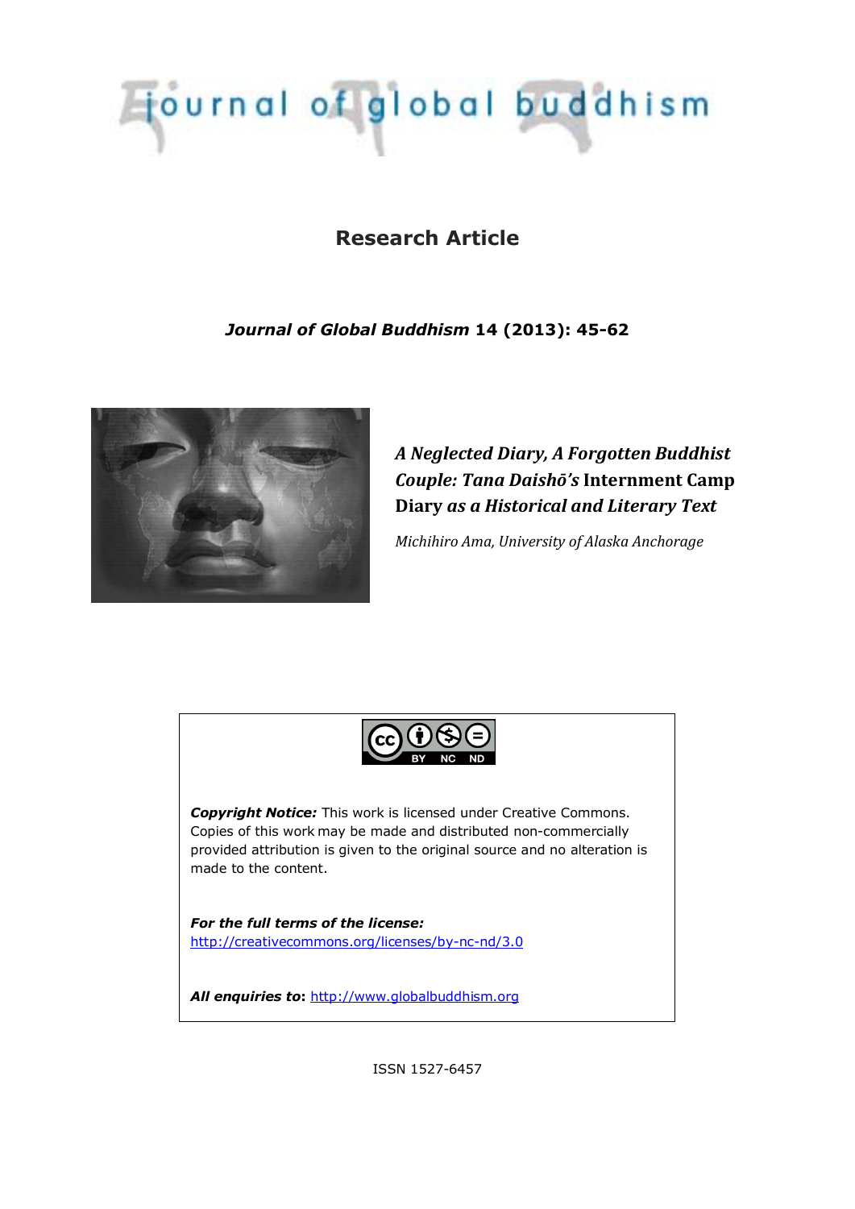# journal of global buddhism

## Research Article

***Journal of Global Buddhism* 14 (2013): 45-62**

# *A Neglected Diary, A Forgotten Buddhist Couple: Tana Daishō's* Internment Camp Diary *as a Historical and Literary Text*

*Michihiro Ama, University of Alaska Anchorage*

***Copyright Notice:*** This work is licensed under Creative Commons. Copies of this work may be made and distributed non-commercially provided attribution is given to the original source and no alteration is made to the content.

***For the full terms of the license:***
http://creativecommons.org/licenses/by-nc-nd/3.0

***All enquiries to*:** http://www.globalbuddhism.org

ISSN 1527-6457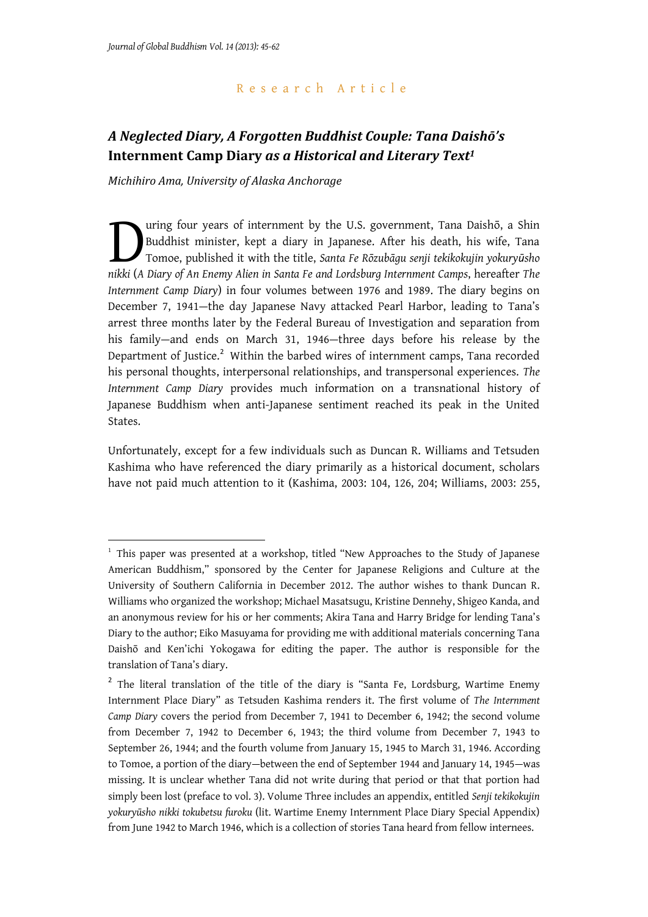Research Article

# *A Neglected Diary, A Forgotten Buddhist Couple: Tana Daishō's* Internment Camp Diary *as a Historical and Literary Text*[1]

*Michihiro Ama, University of Alaska Anchorage*

During four years of internment by the U.S. government, Tana Daishō, a Shin Buddhist minister, kept a diary in Japanese. After his death, his wife, Tana Tomoe, published it with the title, *Santa Fe Rōzubāgu senji tekikokujin yokuryūsho nikki* (*A Diary of An Enemy Alien in Santa Fe and Lordsburg Internment Camps*, hereafter *The Internment Camp Diary*) in four volumes between 1976 and 1989. The diary begins on December 7, 1941—the day Japanese Navy attacked Pearl Harbor, leading to Tana's arrest three months later by the Federal Bureau of Investigation and separation from his family—and ends on March 31, 1946—three days before his release by the Department of Justice.[2] Within the barbed wires of internment camps, Tana recorded his personal thoughts, interpersonal relationships, and transpersonal experiences. *The Internment Camp Diary* provides much information on a transnational history of Japanese Buddhism when anti-Japanese sentiment reached its peak in the United States.

Unfortunately, except for a few individuals such as Duncan R. Williams and Tetsuden Kashima who have referenced the diary primarily as a historical document, scholars have not paid much attention to it (Kashima, 2003: 104, 126, 204; Williams, 2003: 255,

---

[1] This paper was presented at a workshop, titled "New Approaches to the Study of Japanese American Buddhism," sponsored by the Center for Japanese Religions and Culture at the University of Southern California in December 2012. The author wishes to thank Duncan R. Williams who organized the workshop; Michael Masatsugu, Kristine Dennehy, Shigeo Kanda, and an anonymous review for his or her comments; Akira Tana and Harry Bridge for lending Tana's Diary to the author; Eiko Masuyama for providing me with additional materials concerning Tana Daishō and Ken'ichi Yokogawa for editing the paper. The author is responsible for the translation of Tana's diary.

[2] The literal translation of the title of the diary is "Santa Fe, Lordsburg, Wartime Enemy Internment Place Diary" as Tetsuden Kashima renders it. The first volume of *The Internment Camp Diary* covers the period from December 7, 1941 to December 6, 1942; the second volume from December 7, 1942 to December 6, 1943; the third volume from December 7, 1943 to September 26, 1944; and the fourth volume from January 15, 1945 to March 31, 1946. According to Tomoe, a portion of the diary—between the end of September 1944 and January 14, 1945—was missing. It is unclear whether Tana did not write during that period or that that portion had simply been lost (preface to vol. 3). Volume Three includes an appendix, entitled *Senji tekikokujin yokuryūsho nikki tokubetsu furoku* (lit. Wartime Enemy Internment Place Diary Special Appendix) from June 1942 to March 1946, which is a collection of stories Tana heard from fellow internees.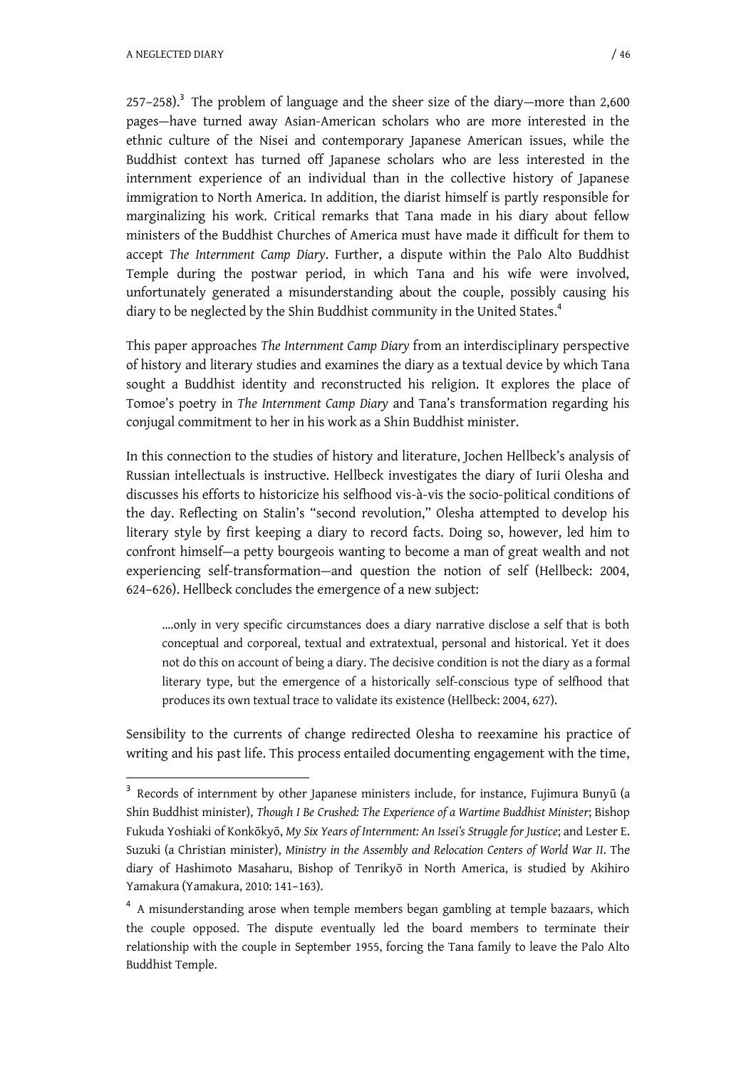257–258).[3] The problem of language and the sheer size of the diary—more than 2,600 pages—have turned away Asian-American scholars who are more interested in the ethnic culture of the Nisei and contemporary Japanese American issues, while the Buddhist context has turned off Japanese scholars who are less interested in the internment experience of an individual than in the collective history of Japanese immigration to North America. In addition, the diarist himself is partly responsible for marginalizing his work. Critical remarks that Tana made in his diary about fellow ministers of the Buddhist Churches of America must have made it difficult for them to accept *The Internment Camp Diary*. Further, a dispute within the Palo Alto Buddhist Temple during the postwar period, in which Tana and his wife were involved, unfortunately generated a misunderstanding about the couple, possibly causing his diary to be neglected by the Shin Buddhist community in the United States.[4]

This paper approaches *The Internment Camp Diary* from an interdisciplinary perspective of history and literary studies and examines the diary as a textual device by which Tana sought a Buddhist identity and reconstructed his religion. It explores the place of Tomoe's poetry in *The Internment Camp Diary* and Tana's transformation regarding his conjugal commitment to her in his work as a Shin Buddhist minister.

In this connection to the studies of history and literature, Jochen Hellbeck's analysis of Russian intellectuals is instructive. Hellbeck investigates the diary of Iurii Olesha and discusses his efforts to historicize his selfhood vis-à-vis the socio-political conditions of the day. Reflecting on Stalin's "second revolution," Olesha attempted to develop his literary style by first keeping a diary to record facts. Doing so, however, led him to confront himself—a petty bourgeois wanting to become a man of great wealth and not experiencing self-transformation—and question the notion of self (Hellbeck: 2004, 624–626). Hellbeck concludes the emergence of a new subject:

> ….only in very specific circumstances does a diary narrative disclose a self that is both conceptual and corporeal, textual and extratextual, personal and historical. Yet it does not do this on account of being a diary. The decisive condition is not the diary as a formal literary type, but the emergence of a historically self-conscious type of selfhood that produces its own textual trace to validate its existence (Hellbeck: 2004, 627).

Sensibility to the currents of change redirected Olesha to reexamine his practice of writing and his past life. This process entailed documenting engagement with the time,

---

[3] Records of internment by other Japanese ministers include, for instance, Fujimura Bunyū (a Shin Buddhist minister), *Though I Be Crushed: The Experience of a Wartime Buddhist Minister*; Bishop Fukuda Yoshiaki of Konkōkyō, *My Six Years of Internment: An Issei's Struggle for Justice*; and Lester E. Suzuki (a Christian minister), *Ministry in the Assembly and Relocation Centers of World War II*. The diary of Hashimoto Masaharu, Bishop of Tenrikyō in North America, is studied by Akihiro Yamakura (Yamakura, 2010: 141–163).

[4] A misunderstanding arose when temple members began gambling at temple bazaars, which the couple opposed. The dispute eventually led the board members to terminate their relationship with the couple in September 1955, forcing the Tana family to leave the Palo Alto Buddhist Temple.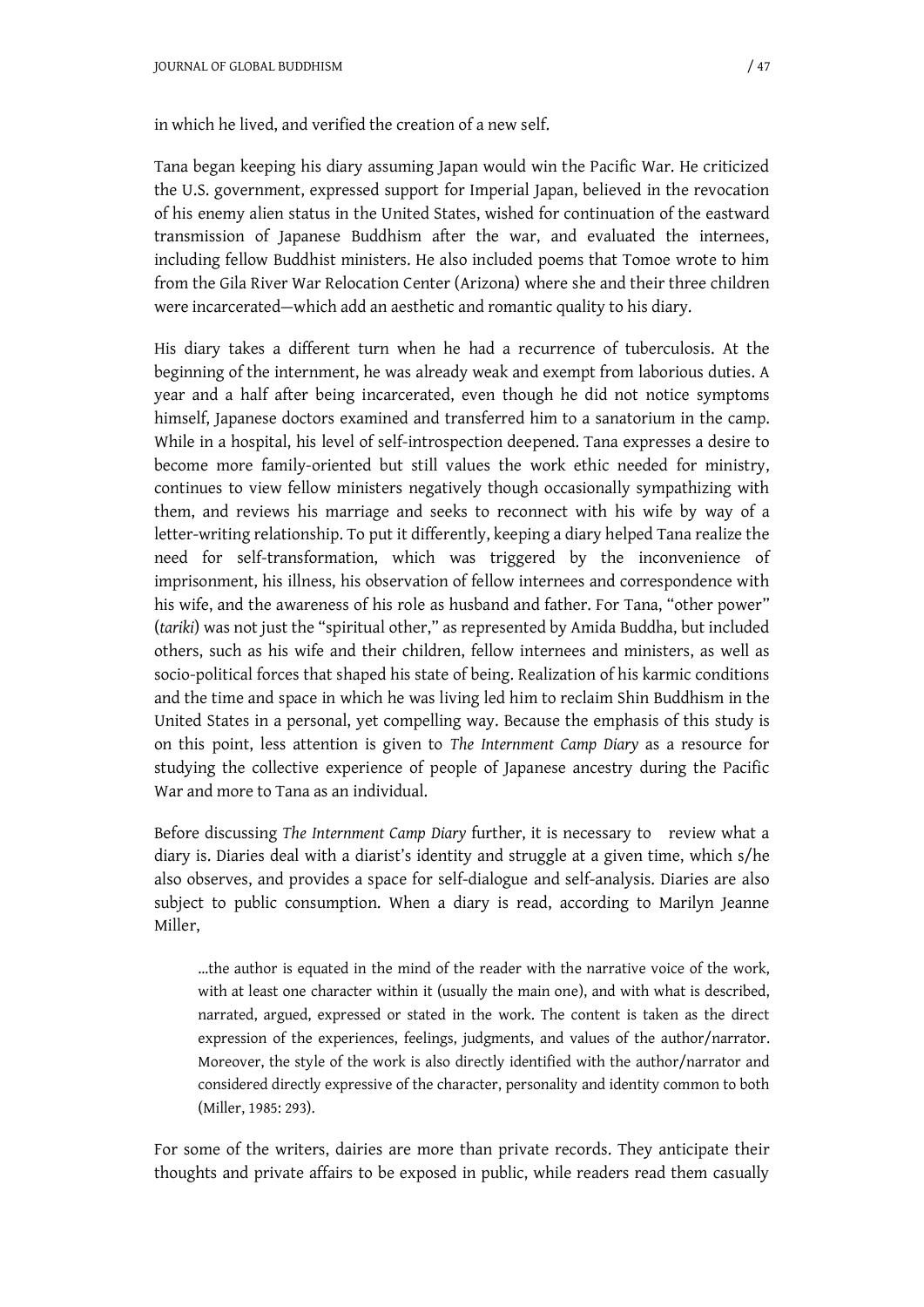in which he lived, and verified the creation of a new self.

Tana began keeping his diary assuming Japan would win the Pacific War. He criticized the U.S. government, expressed support for Imperial Japan, believed in the revocation of his enemy alien status in the United States, wished for continuation of the eastward transmission of Japanese Buddhism after the war, and evaluated the internees, including fellow Buddhist ministers. He also included poems that Tomoe wrote to him from the Gila River War Relocation Center (Arizona) where she and their three children were incarcerated—which add an aesthetic and romantic quality to his diary.

His diary takes a different turn when he had a recurrence of tuberculosis. At the beginning of the internment, he was already weak and exempt from laborious duties. A year and a half after being incarcerated, even though he did not notice symptoms himself, Japanese doctors examined and transferred him to a sanatorium in the camp. While in a hospital, his level of self-introspection deepened. Tana expresses a desire to become more family-oriented but still values the work ethic needed for ministry, continues to view fellow ministers negatively though occasionally sympathizing with them, and reviews his marriage and seeks to reconnect with his wife by way of a letter-writing relationship. To put it differently, keeping a diary helped Tana realize the need for self-transformation, which was triggered by the inconvenience of imprisonment, his illness, his observation of fellow internees and correspondence with his wife, and the awareness of his role as husband and father. For Tana, "other power" (*tariki*) was not just the "spiritual other," as represented by Amida Buddha, but included others, such as his wife and their children, fellow internees and ministers, as well as socio-political forces that shaped his state of being. Realization of his karmic conditions and the time and space in which he was living led him to reclaim Shin Buddhism in the United States in a personal, yet compelling way. Because the emphasis of this study is on this point, less attention is given to *The Internment Camp Diary* as a resource for studying the collective experience of people of Japanese ancestry during the Pacific War and more to Tana as an individual.

Before discussing *The Internment Camp Diary* further, it is necessary to review what a diary is. Diaries deal with a diarist's identity and struggle at a given time, which s/he also observes, and provides a space for self-dialogue and self-analysis. Diaries are also subject to public consumption. When a diary is read, according to Marilyn Jeanne Miller,

> …the author is equated in the mind of the reader with the narrative voice of the work, with at least one character within it (usually the main one), and with what is described, narrated, argued, expressed or stated in the work. The content is taken as the direct expression of the experiences, feelings, judgments, and values of the author/narrator. Moreover, the style of the work is also directly identified with the author/narrator and considered directly expressive of the character, personality and identity common to both (Miller, 1985: 293).

For some of the writers, dairies are more than private records. They anticipate their thoughts and private affairs to be exposed in public, while readers read them casually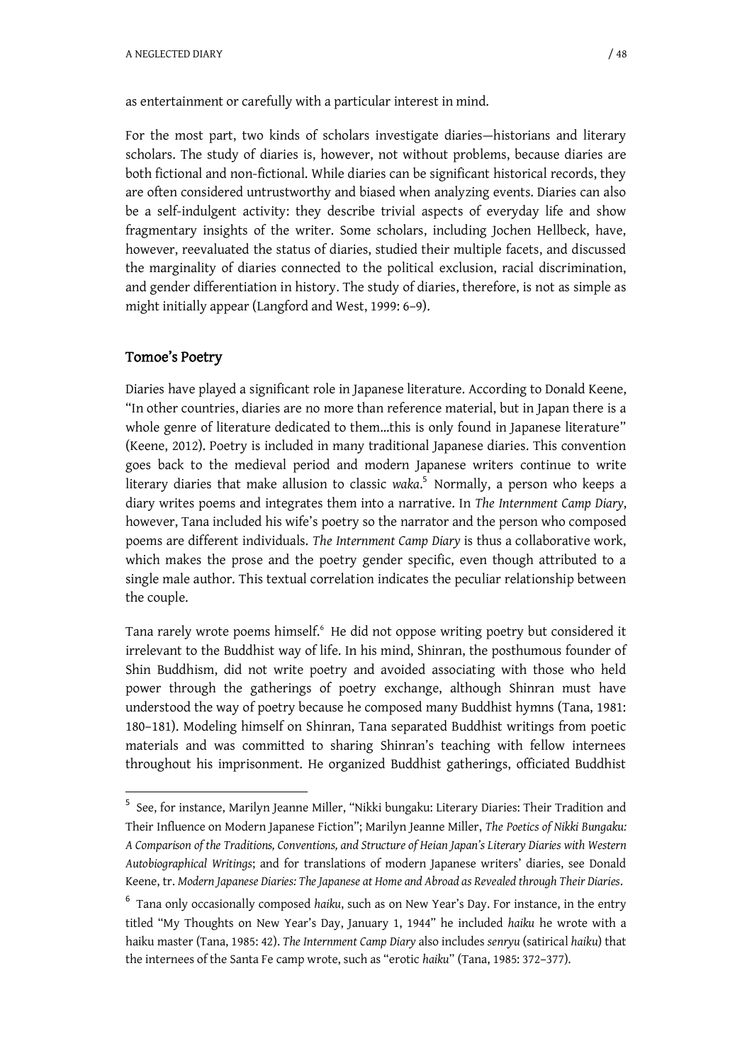as entertainment or carefully with a particular interest in mind.

For the most part, two kinds of scholars investigate diaries—historians and literary scholars. The study of diaries is, however, not without problems, because diaries are both fictional and non-fictional. While diaries can be significant historical records, they are often considered untrustworthy and biased when analyzing events. Diaries can also be a self-indulgent activity: they describe trivial aspects of everyday life and show fragmentary insights of the writer. Some scholars, including Jochen Hellbeck, have, however, reevaluated the status of diaries, studied their multiple facets, and discussed the marginality of diaries connected to the political exclusion, racial discrimination, and gender differentiation in history. The study of diaries, therefore, is not as simple as might initially appear (Langford and West, 1999: 6–9).

## Tomoe's Poetry

Diaries have played a significant role in Japanese literature. According to Donald Keene, "In other countries, diaries are no more than reference material, but in Japan there is a whole genre of literature dedicated to them…this is only found in Japanese literature" (Keene, 2012). Poetry is included in many traditional Japanese diaries. This convention goes back to the medieval period and modern Japanese writers continue to write literary diaries that make allusion to classic *waka*.[5] Normally, a person who keeps a diary writes poems and integrates them into a narrative. In *The Internment Camp Diary*, however, Tana included his wife's poetry so the narrator and the person who composed poems are different individuals. *The Internment Camp Diary* is thus a collaborative work, which makes the prose and the poetry gender specific, even though attributed to a single male author. This textual correlation indicates the peculiar relationship between the couple.

Tana rarely wrote poems himself.[6] He did not oppose writing poetry but considered it irrelevant to the Buddhist way of life. In his mind, Shinran, the posthumous founder of Shin Buddhism, did not write poetry and avoided associating with those who held power through the gatherings of poetry exchange, although Shinran must have understood the way of poetry because he composed many Buddhist hymns (Tana, 1981: 180–181). Modeling himself on Shinran, Tana separated Buddhist writings from poetic materials and was committed to sharing Shinran's teaching with fellow internees throughout his imprisonment. He organized Buddhist gatherings, officiated Buddhist

---

[5] See, for instance, Marilyn Jeanne Miller, "Nikki bungaku: Literary Diaries: Their Tradition and Their Influence on Modern Japanese Fiction"; Marilyn Jeanne Miller, *The Poetics of Nikki Bungaku: A Comparison of the Traditions, Conventions, and Structure of Heian Japan's Literary Diaries with Western Autobiographical Writings*; and for translations of modern Japanese writers' diaries, see Donald Keene, tr. *Modern Japanese Diaries: The Japanese at Home and Abroad as Revealed through Their Diaries*.

[6] Tana only occasionally composed *haiku*, such as on New Year's Day. For instance, in the entry titled "My Thoughts on New Year's Day, January 1, 1944" he included *haiku* he wrote with a haiku master (Tana, 1985: 42). *The Internment Camp Diary* also includes *senryu* (satirical *haiku*) that the internees of the Santa Fe camp wrote, such as "erotic *haiku*" (Tana, 1985: 372–377).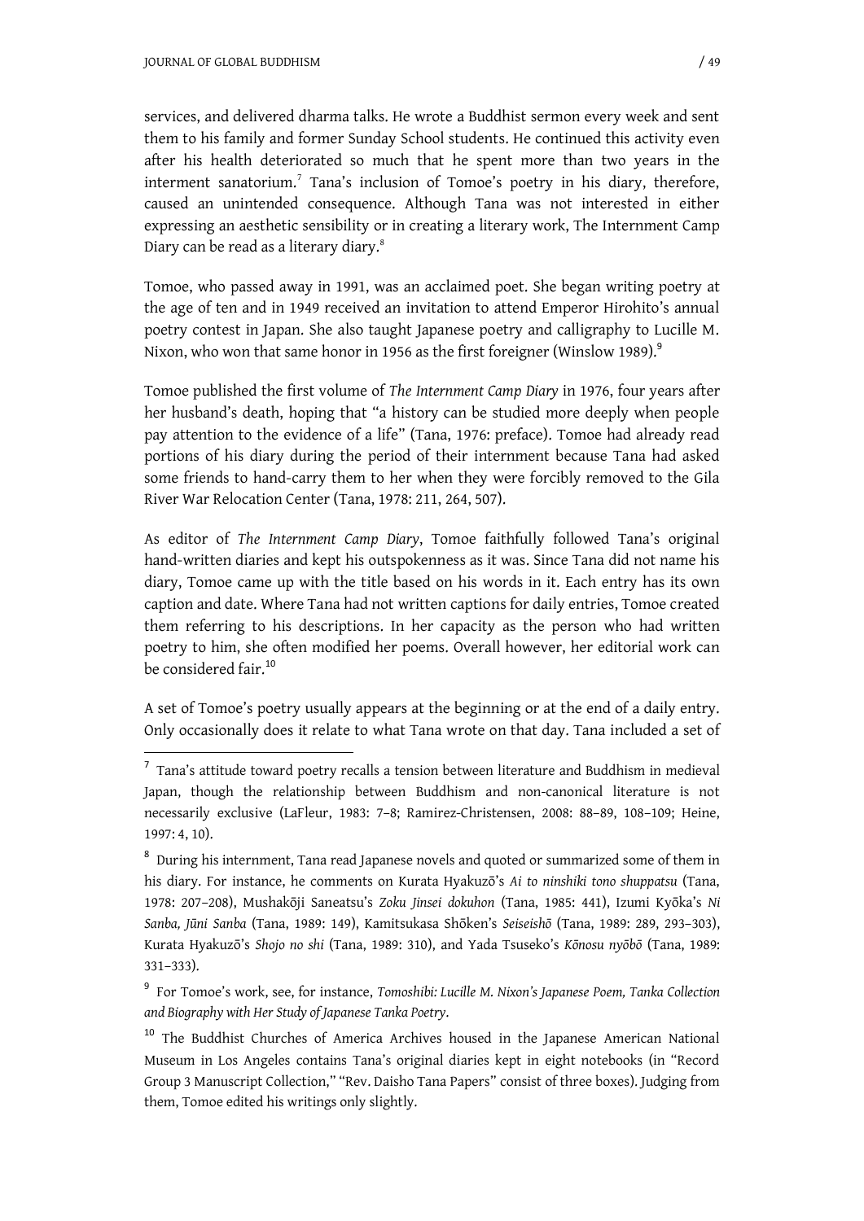services, and delivered dharma talks. He wrote a Buddhist sermon every week and sent them to his family and former Sunday School students. He continued this activity even after his health deteriorated so much that he spent more than two years in the interment sanatorium.[7] Tana's inclusion of Tomoe's poetry in his diary, therefore, caused an unintended consequence. Although Tana was not interested in either expressing an aesthetic sensibility or in creating a literary work, The Internment Camp Diary can be read as a literary diary.[8]

Tomoe, who passed away in 1991, was an acclaimed poet. She began writing poetry at the age of ten and in 1949 received an invitation to attend Emperor Hirohito's annual poetry contest in Japan. She also taught Japanese poetry and calligraphy to Lucille M. Nixon, who won that same honor in 1956 as the first foreigner (Winslow 1989).[9]

Tomoe published the first volume of *The Internment Camp Diary* in 1976, four years after her husband's death, hoping that "a history can be studied more deeply when people pay attention to the evidence of a life" (Tana, 1976: preface). Tomoe had already read portions of his diary during the period of their internment because Tana had asked some friends to hand-carry them to her when they were forcibly removed to the Gila River War Relocation Center (Tana, 1978: 211, 264, 507).

As editor of *The Internment Camp Diary*, Tomoe faithfully followed Tana's original hand-written diaries and kept his outspokenness as it was. Since Tana did not name his diary, Tomoe came up with the title based on his words in it. Each entry has its own caption and date. Where Tana had not written captions for daily entries, Tomoe created them referring to his descriptions. In her capacity as the person who had written poetry to him, she often modified her poems. Overall however, her editorial work can be considered fair.[10]

A set of Tomoe's poetry usually appears at the beginning or at the end of a daily entry. Only occasionally does it relate to what Tana wrote on that day. Tana included a set of

---

[7] Tana's attitude toward poetry recalls a tension between literature and Buddhism in medieval Japan, though the relationship between Buddhism and non-canonical literature is not necessarily exclusive (LaFleur, 1983: 7–8; Ramirez-Christensen, 2008: 88–89, 108–109; Heine, 1997: 4, 10).

[8] During his internment, Tana read Japanese novels and quoted or summarized some of them in his diary. For instance, he comments on Kurata Hyakuzō's *Ai to ninshiki tono shuppatsu* (Tana, 1978: 207–208), Mushakōji Saneatsu's *Zoku Jinsei dokuhon* (Tana, 1985: 441), Izumi Kyōka's *Ni Sanba, Jūni Sanba* (Tana, 1989: 149), Kamitsukasa Shōken's *Seiseishō* (Tana, 1989: 289, 293–303), Kurata Hyakuzō's *Shojo no shi* (Tana, 1989: 310), and Yada Tsuseko's *Kōnosu nyōbō* (Tana, 1989: 331–333).

[9] For Tomoe's work, see, for instance, *Tomoshibi: Lucille M. Nixon's Japanese Poem, Tanka Collection and Biography with Her Study of Japanese Tanka Poetry*.

[10] The Buddhist Churches of America Archives housed in the Japanese American National Museum in Los Angeles contains Tana's original diaries kept in eight notebooks (in "Record Group 3 Manuscript Collection," "Rev. Daisho Tana Papers" consist of three boxes). Judging from them, Tomoe edited his writings only slightly.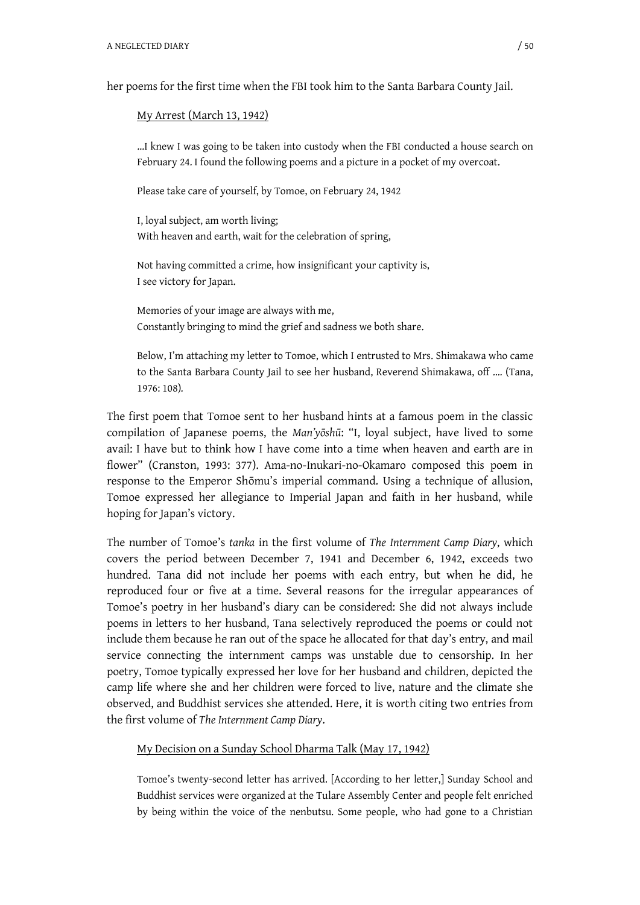her poems for the first time when the FBI took him to the Santa Barbara County Jail.

> My Arrest (March 13, 1942)
>
> …I knew I was going to be taken into custody when the FBI conducted a house search on February 24. I found the following poems and a picture in a pocket of my overcoat.
>
> Please take care of yourself, by Tomoe, on February 24, 1942
>
> I, loyal subject, am worth living;
> With heaven and earth, wait for the celebration of spring,
>
> Not having committed a crime, how insignificant your captivity is,
> I see victory for Japan.
>
> Memories of your image are always with me,
> Constantly bringing to mind the grief and sadness we both share.
>
> Below, I'm attaching my letter to Tomoe, which I entrusted to Mrs. Shimakawa who came to the Santa Barbara County Jail to see her husband, Reverend Shimakawa, off …. (Tana, 1976: 108).

The first poem that Tomoe sent to her husband hints at a famous poem in the classic compilation of Japanese poems, the *Man'yōshū*: "I, loyal subject, have lived to some avail: I have but to think how I have come into a time when heaven and earth are in flower" (Cranston, 1993: 377). Ama-no-Inukari-no-Okamaro composed this poem in response to the Emperor Shōmu's imperial command. Using a technique of allusion, Tomoe expressed her allegiance to Imperial Japan and faith in her husband, while hoping for Japan's victory.

The number of Tomoe's *tanka* in the first volume of *The Internment Camp Diary*, which covers the period between December 7, 1941 and December 6, 1942, exceeds two hundred. Tana did not include her poems with each entry, but when he did, he reproduced four or five at a time. Several reasons for the irregular appearances of Tomoe's poetry in her husband's diary can be considered: She did not always include poems in letters to her husband, Tana selectively reproduced the poems or could not include them because he ran out of the space he allocated for that day's entry, and mail service connecting the internment camps was unstable due to censorship. In her poetry, Tomoe typically expressed her love for her husband and children, depicted the camp life where she and her children were forced to live, nature and the climate she observed, and Buddhist services she attended. Here, it is worth citing two entries from the first volume of *The Internment Camp Diary*.

> My Decision on a Sunday School Dharma Talk (May 17, 1942)
>
> Tomoe's twenty-second letter has arrived. [According to her letter,] Sunday School and Buddhist services were organized at the Tulare Assembly Center and people felt enriched by being within the voice of the nenbutsu. Some people, who had gone to a Christian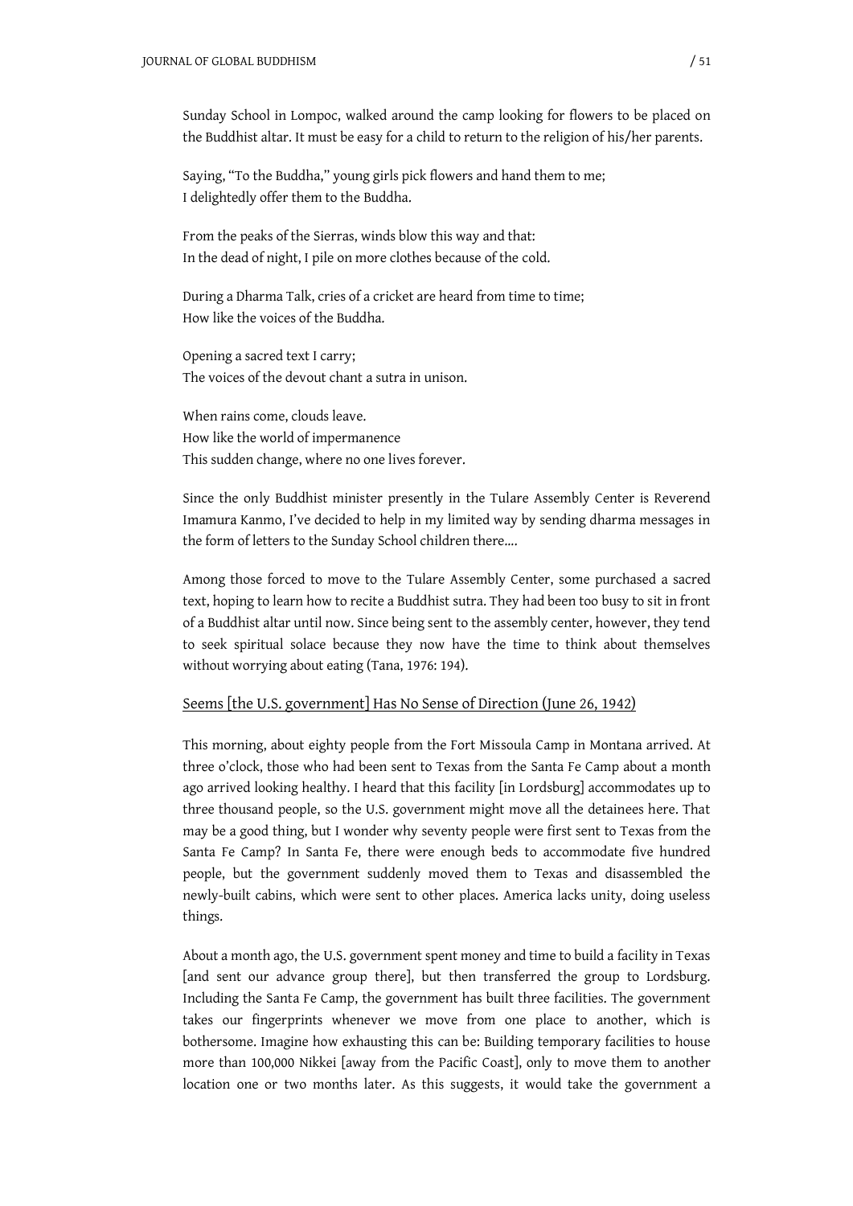Sunday School in Lompoc, walked around the camp looking for flowers to be placed on the Buddhist altar. It must be easy for a child to return to the religion of his/her parents.

Saying, "To the Buddha," young girls pick flowers and hand them to me;  
I delightedly offer them to the Buddha.

From the peaks of the Sierras, winds blow this way and that:  
In the dead of night, I pile on more clothes because of the cold.

During a Dharma Talk, cries of a cricket are heard from time to time;  
How like the voices of the Buddha.

Opening a sacred text I carry;  
The voices of the devout chant a sutra in unison.

When rains come, clouds leave.  
How like the world of impermanence  
This sudden change, where no one lives forever.

Since the only Buddhist minister presently in the Tulare Assembly Center is Reverend Imamura Kanmo, I've decided to help in my limited way by sending dharma messages in the form of letters to the Sunday School children there....

Among those forced to move to the Tulare Assembly Center, some purchased a sacred text, hoping to learn how to recite a Buddhist sutra. They had been too busy to sit in front of a Buddhist altar until now. Since being sent to the assembly center, however, they tend to seek spiritual solace because they now have the time to think about themselves without worrying about eating (Tana, 1976: 194).

Seems [the U.S. government] Has No Sense of Direction (June 26, 1942)

This morning, about eighty people from the Fort Missoula Camp in Montana arrived. At three o'clock, those who had been sent to Texas from the Santa Fe Camp about a month ago arrived looking healthy. I heard that this facility [in Lordsburg] accommodates up to three thousand people, so the U.S. government might move all the detainees here. That may be a good thing, but I wonder why seventy people were first sent to Texas from the Santa Fe Camp? In Santa Fe, there were enough beds to accommodate five hundred people, but the government suddenly moved them to Texas and disassembled the newly-built cabins, which were sent to other places. America lacks unity, doing useless things.

About a month ago, the U.S. government spent money and time to build a facility in Texas [and sent our advance group there], but then transferred the group to Lordsburg. Including the Santa Fe Camp, the government has built three facilities. The government takes our fingerprints whenever we move from one place to another, which is bothersome. Imagine how exhausting this can be: Building temporary facilities to house more than 100,000 Nikkei [away from the Pacific Coast], only to move them to another location one or two months later. As this suggests, it would take the government a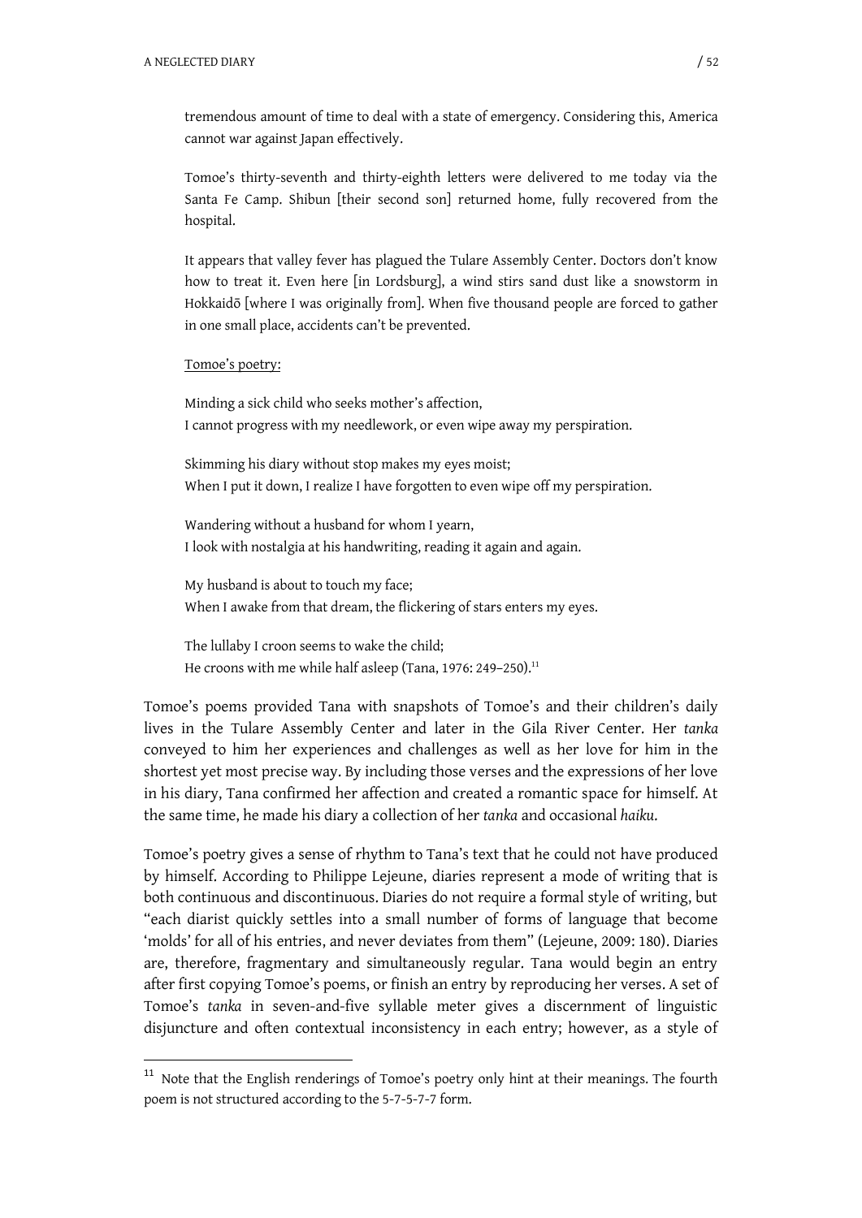tremendous amount of time to deal with a state of emergency. Considering this, America cannot war against Japan effectively.

> Tomoe's thirty-seventh and thirty-eighth letters were delivered to me today via the Santa Fe Camp. Shibun [their second son] returned home, fully recovered from the hospital.
>
> It appears that valley fever has plagued the Tulare Assembly Center. Doctors don't know how to treat it. Even here [in Lordsburg], a wind stirs sand dust like a snowstorm in Hokkaidō [where I was originally from]. When five thousand people are forced to gather in one small place, accidents can't be prevented.
>
> <u>Tomoe's poetry:</u>
>
> Minding a sick child who seeks mother's affection,
> I cannot progress with my needlework, or even wipe away my perspiration.
>
> Skimming his diary without stop makes my eyes moist;
> When I put it down, I realize I have forgotten to even wipe off my perspiration.
>
> Wandering without a husband for whom I yearn,
> I look with nostalgia at his handwriting, reading it again and again.
>
> My husband is about to touch my face;
> When I awake from that dream, the flickering of stars enters my eyes.
>
> The lullaby I croon seems to wake the child;
> He croons with me while half asleep (Tana, 1976: 249–250).[11]

Tomoe's poems provided Tana with snapshots of Tomoe's and their children's daily lives in the Tulare Assembly Center and later in the Gila River Center. Her *tanka* conveyed to him her experiences and challenges as well as her love for him in the shortest yet most precise way. By including those verses and the expressions of her love in his diary, Tana confirmed her affection and created a romantic space for himself. At the same time, he made his diary a collection of her *tanka* and occasional *haiku*.

Tomoe's poetry gives a sense of rhythm to Tana's text that he could not have produced by himself. According to Philippe Lejeune, diaries represent a mode of writing that is both continuous and discontinuous. Diaries do not require a formal style of writing, but "each diarist quickly settles into a small number of forms of language that become 'molds' for all of his entries, and never deviates from them" (Lejeune, 2009: 180). Diaries are, therefore, fragmentary and simultaneously regular. Tana would begin an entry after first copying Tomoe's poems, or finish an entry by reproducing her verses. A set of Tomoe's *tanka* in seven-and-five syllable meter gives a discernment of linguistic disjuncture and often contextual inconsistency in each entry; however, as a style of

[11] Note that the English renderings of Tomoe's poetry only hint at their meanings. The fourth poem is not structured according to the 5-7-5-7-7 form.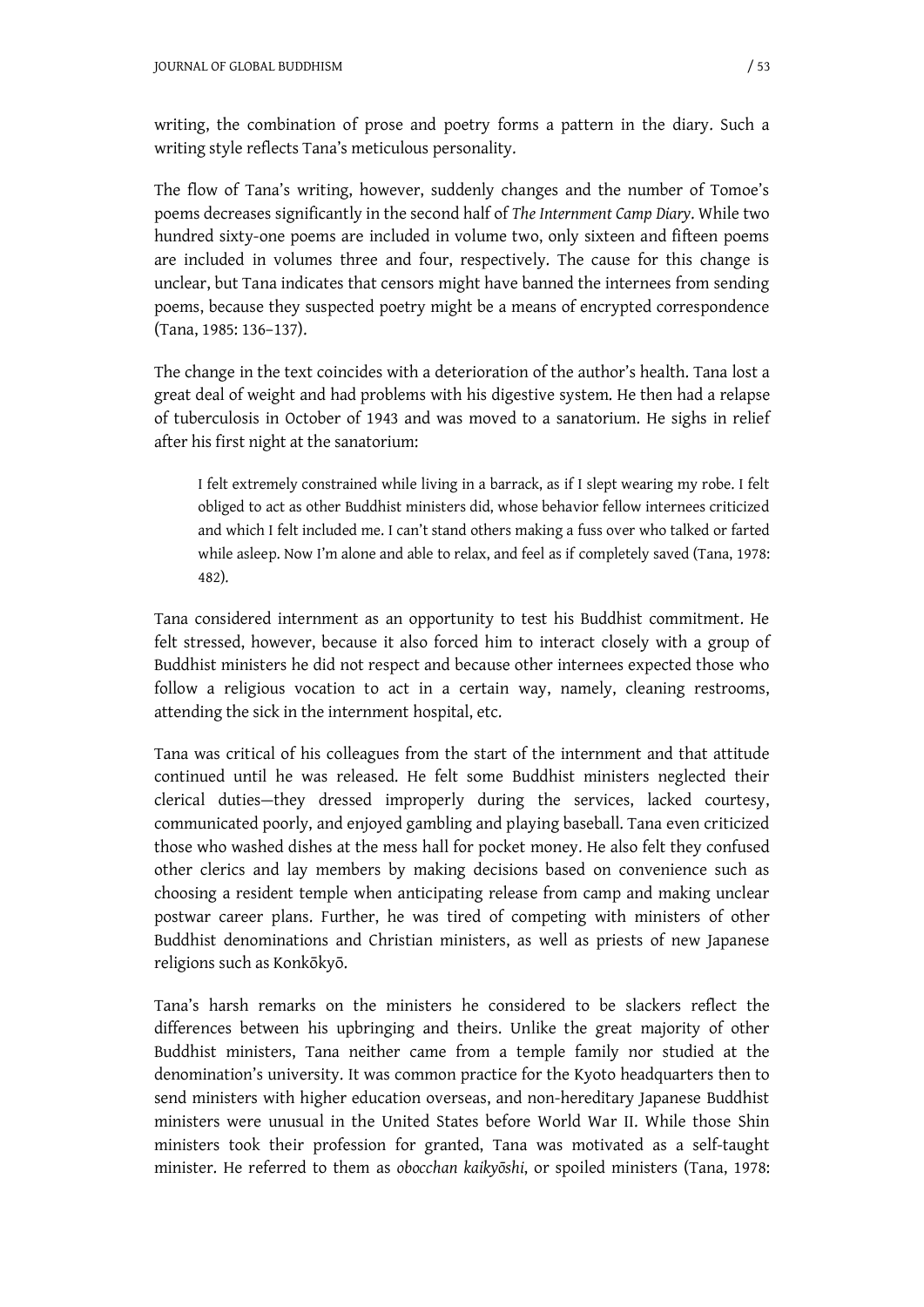writing, the combination of prose and poetry forms a pattern in the diary. Such a writing style reflects Tana's meticulous personality.

The flow of Tana's writing, however, suddenly changes and the number of Tomoe's poems decreases significantly in the second half of *The Internment Camp Diary*. While two hundred sixty-one poems are included in volume two, only sixteen and fifteen poems are included in volumes three and four, respectively. The cause for this change is unclear, but Tana indicates that censors might have banned the internees from sending poems, because they suspected poetry might be a means of encrypted correspondence (Tana, 1985: 136–137).

The change in the text coincides with a deterioration of the author's health. Tana lost a great deal of weight and had problems with his digestive system. He then had a relapse of tuberculosis in October of 1943 and was moved to a sanatorium. He sighs in relief after his first night at the sanatorium:

> I felt extremely constrained while living in a barrack, as if I slept wearing my robe. I felt obliged to act as other Buddhist ministers did, whose behavior fellow internees criticized and which I felt included me. I can't stand others making a fuss over who talked or farted while asleep. Now I'm alone and able to relax, and feel as if completely saved (Tana, 1978: 482).

Tana considered internment as an opportunity to test his Buddhist commitment. He felt stressed, however, because it also forced him to interact closely with a group of Buddhist ministers he did not respect and because other internees expected those who follow a religious vocation to act in a certain way, namely, cleaning restrooms, attending the sick in the internment hospital, etc.

Tana was critical of his colleagues from the start of the internment and that attitude continued until he was released. He felt some Buddhist ministers neglected their clerical duties—they dressed improperly during the services, lacked courtesy, communicated poorly, and enjoyed gambling and playing baseball. Tana even criticized those who washed dishes at the mess hall for pocket money. He also felt they confused other clerics and lay members by making decisions based on convenience such as choosing a resident temple when anticipating release from camp and making unclear postwar career plans. Further, he was tired of competing with ministers of other Buddhist denominations and Christian ministers, as well as priests of new Japanese religions such as Konkōkyō.

Tana's harsh remarks on the ministers he considered to be slackers reflect the differences between his upbringing and theirs. Unlike the great majority of other Buddhist ministers, Tana neither came from a temple family nor studied at the denomination's university. It was common practice for the Kyoto headquarters then to send ministers with higher education overseas, and non-hereditary Japanese Buddhist ministers were unusual in the United States before World War II. While those Shin ministers took their profession for granted, Tana was motivated as a self-taught minister. He referred to them as *obocchan kaikyōshi*, or spoiled ministers (Tana, 1978: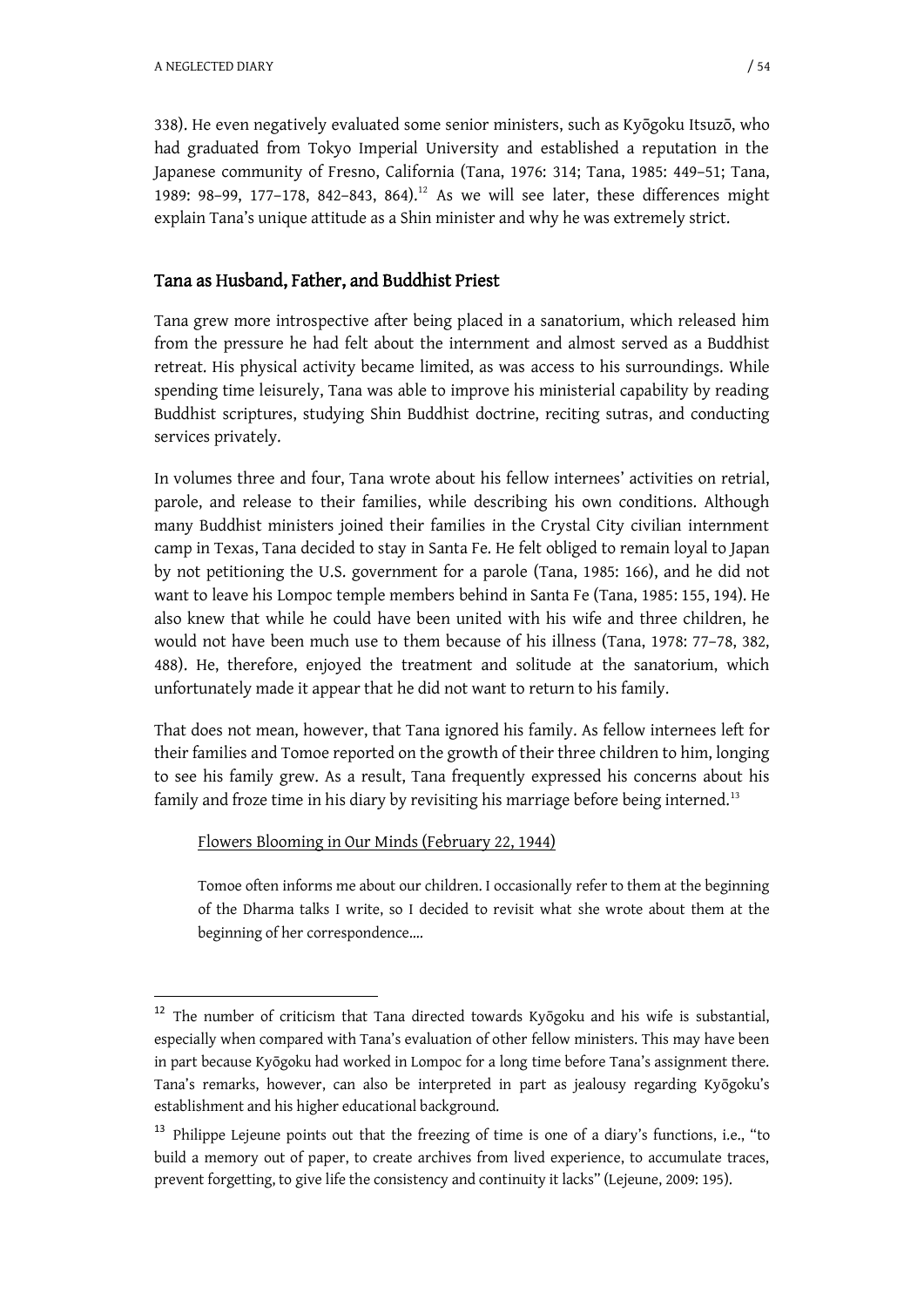338). He even negatively evaluated some senior ministers, such as Kyōgoku Itsuzō, who had graduated from Tokyo Imperial University and established a reputation in the Japanese community of Fresno, California (Tana, 1976: 314; Tana, 1985: 449–51; Tana, 1989: 98–99, 177–178, 842–843, 864).[12] As we will see later, these differences might explain Tana's unique attitude as a Shin minister and why he was extremely strict.

## Tana as Husband, Father, and Buddhist Priest

Tana grew more introspective after being placed in a sanatorium, which released him from the pressure he had felt about the internment and almost served as a Buddhist retreat. His physical activity became limited, as was access to his surroundings. While spending time leisurely, Tana was able to improve his ministerial capability by reading Buddhist scriptures, studying Shin Buddhist doctrine, reciting sutras, and conducting services privately.

In volumes three and four, Tana wrote about his fellow internees' activities on retrial, parole, and release to their families, while describing his own conditions. Although many Buddhist ministers joined their families in the Crystal City civilian internment camp in Texas, Tana decided to stay in Santa Fe. He felt obliged to remain loyal to Japan by not petitioning the U.S. government for a parole (Tana, 1985: 166), and he did not want to leave his Lompoc temple members behind in Santa Fe (Tana, 1985: 155, 194). He also knew that while he could have been united with his wife and three children, he would not have been much use to them because of his illness (Tana, 1978: 77–78, 382, 488). He, therefore, enjoyed the treatment and solitude at the sanatorium, which unfortunately made it appear that he did not want to return to his family.

That does not mean, however, that Tana ignored his family. As fellow internees left for their families and Tomoe reported on the growth of their three children to him, longing to see his family grew. As a result, Tana frequently expressed his concerns about his family and froze time in his diary by revisiting his marriage before being interned.[13]

> Flowers Blooming in Our Minds (February 22, 1944)
>
> Tomoe often informs me about our children. I occasionally refer to them at the beginning of the Dharma talks I write, so I decided to revisit what she wrote about them at the beginning of her correspondence....

---

[12] The number of criticism that Tana directed towards Kyōgoku and his wife is substantial, especially when compared with Tana's evaluation of other fellow ministers. This may have been in part because Kyōgoku had worked in Lompoc for a long time before Tana's assignment there. Tana's remarks, however, can also be interpreted in part as jealousy regarding Kyōgoku's establishment and his higher educational background.

[13] Philippe Lejeune points out that the freezing of time is one of a diary's functions, i.e., "to build a memory out of paper, to create archives from lived experience, to accumulate traces, prevent forgetting, to give life the consistency and continuity it lacks" (Lejeune, 2009: 195).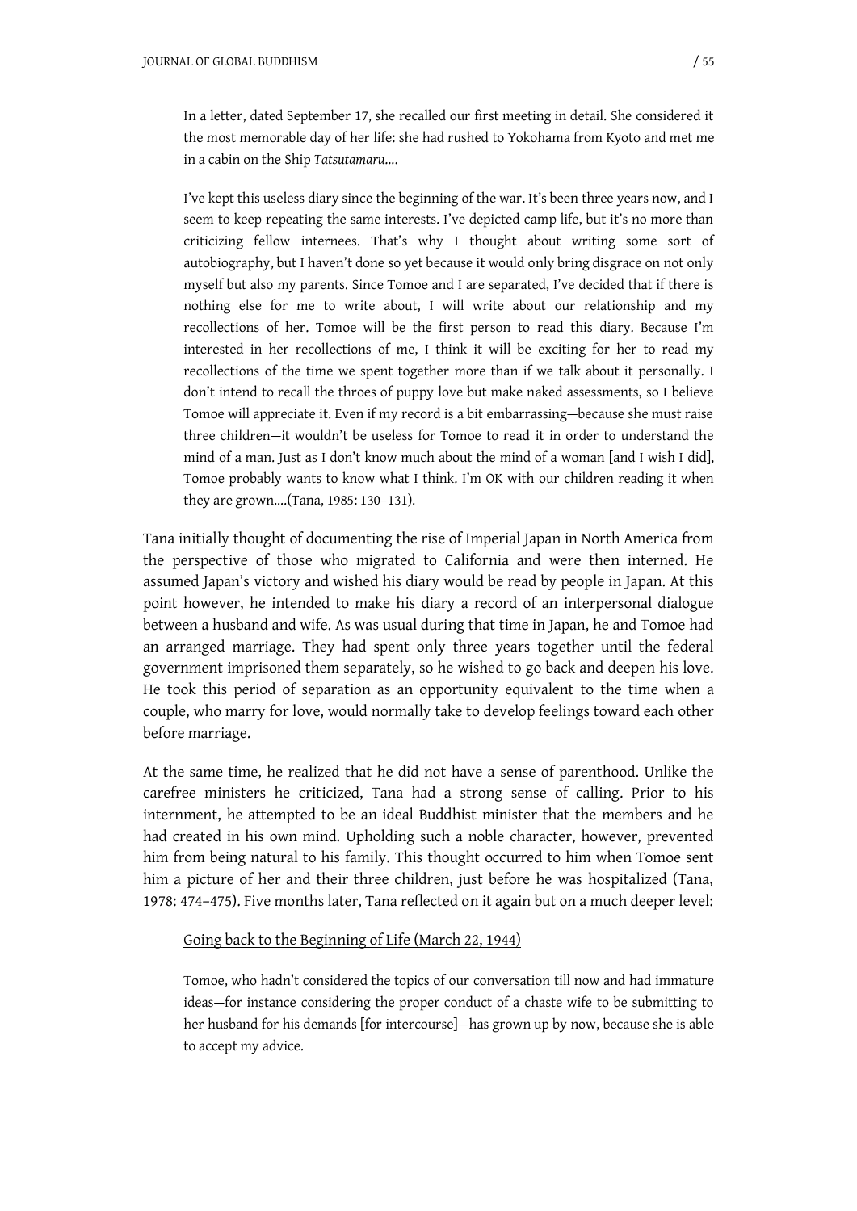> In a letter, dated September 17, she recalled our first meeting in detail. She considered it the most memorable day of her life: she had rushed to Yokohama from Kyoto and met me in a cabin on the Ship *Tatsutamaru*….
>
> I've kept this useless diary since the beginning of the war. It's been three years now, and I seem to keep repeating the same interests. I've depicted camp life, but it's no more than criticizing fellow internees. That's why I thought about writing some sort of autobiography, but I haven't done so yet because it would only bring disgrace on not only myself but also my parents. Since Tomoe and I are separated, I've decided that if there is nothing else for me to write about, I will write about our relationship and my recollections of her. Tomoe will be the first person to read this diary. Because I'm interested in her recollections of me, I think it will be exciting for her to read my recollections of the time we spent together more than if we talk about it personally. I don't intend to recall the throes of puppy love but make naked assessments, so I believe Tomoe will appreciate it. Even if my record is a bit embarrassing—because she must raise three children—it wouldn't be useless for Tomoe to read it in order to understand the mind of a man. Just as I don't know much about the mind of a woman [and I wish I did], Tomoe probably wants to know what I think. I'm OK with our children reading it when they are grown….(Tana, 1985: 130–131).

Tana initially thought of documenting the rise of Imperial Japan in North America from the perspective of those who migrated to California and were then interned. He assumed Japan's victory and wished his diary would be read by people in Japan. At this point however, he intended to make his diary a record of an interpersonal dialogue between a husband and wife. As was usual during that time in Japan, he and Tomoe had an arranged marriage. They had spent only three years together until the federal government imprisoned them separately, so he wished to go back and deepen his love. He took this period of separation as an opportunity equivalent to the time when a couple, who marry for love, would normally take to develop feelings toward each other before marriage.

At the same time, he realized that he did not have a sense of parenthood. Unlike the carefree ministers he criticized, Tana had a strong sense of calling. Prior to his internment, he attempted to be an ideal Buddhist minister that the members and he had created in his own mind. Upholding such a noble character, however, prevented him from being natural to his family. This thought occurred to him when Tomoe sent him a picture of her and their three children, just before he was hospitalized (Tana, 1978: 474–475). Five months later, Tana reflected on it again but on a much deeper level:

> <u>Going back to the Beginning of Life (March 22, 1944)</u>
>
> Tomoe, who hadn't considered the topics of our conversation till now and had immature ideas—for instance considering the proper conduct of a chaste wife to be submitting to her husband for his demands [for intercourse]—has grown up by now, because she is able to accept my advice.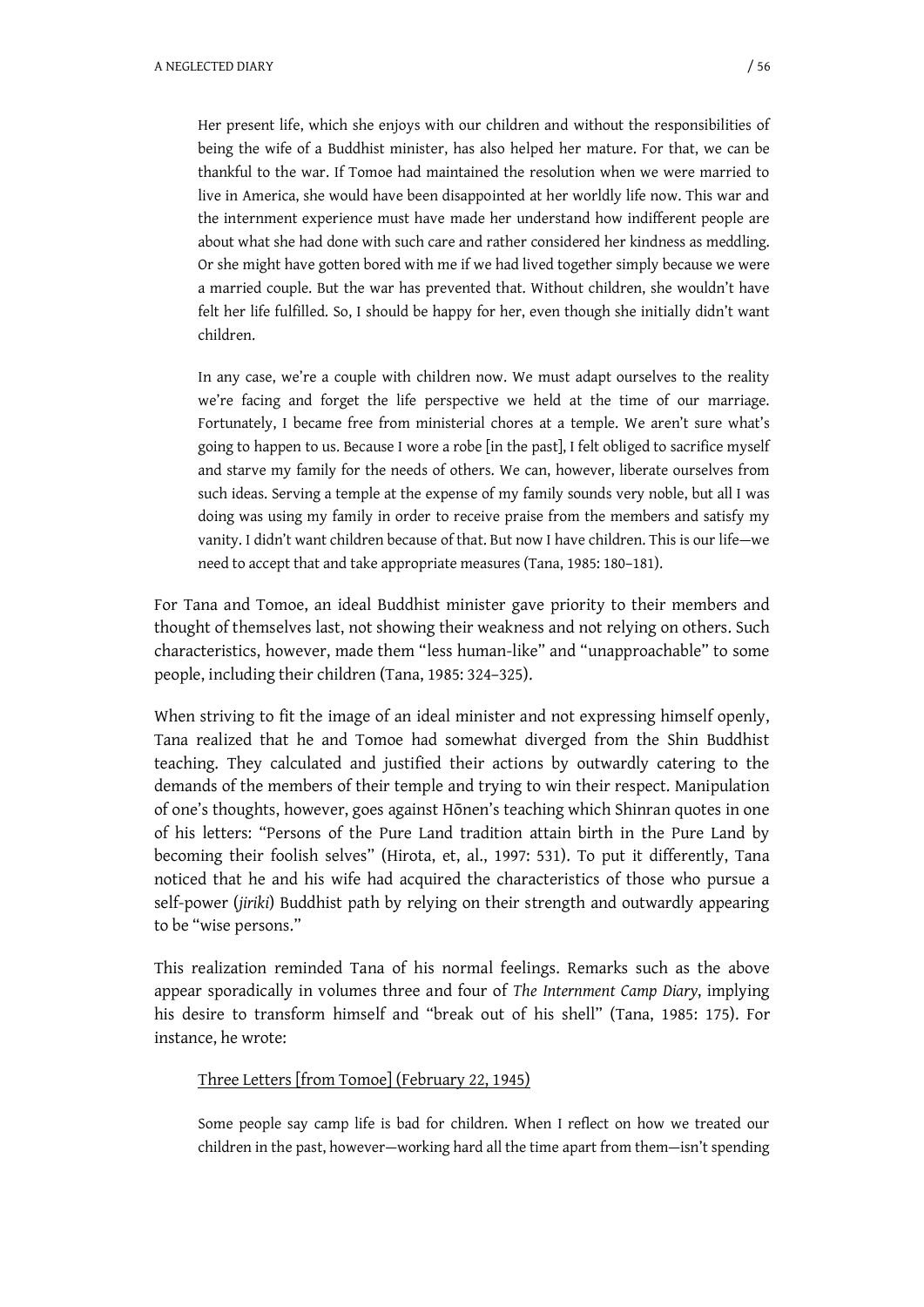> Her present life, which she enjoys with our children and without the responsibilities of being the wife of a Buddhist minister, has also helped her mature. For that, we can be thankful to the war. If Tomoe had maintained the resolution when we were married to live in America, she would have been disappointed at her worldly life now. This war and the internment experience must have made her understand how indifferent people are about what she had done with such care and rather considered her kindness as meddling. Or she might have gotten bored with me if we had lived together simply because we were a married couple. But the war has prevented that. Without children, she wouldn't have felt her life fulfilled. So, I should be happy for her, even though she initially didn't want children.
>
> In any case, we're a couple with children now. We must adapt ourselves to the reality we're facing and forget the life perspective we held at the time of our marriage. Fortunately, I became free from ministerial chores at a temple. We aren't sure what's going to happen to us. Because I wore a robe [in the past], I felt obliged to sacrifice myself and starve my family for the needs of others. We can, however, liberate ourselves from such ideas. Serving a temple at the expense of my family sounds very noble, but all I was doing was using my family in order to receive praise from the members and satisfy my vanity. I didn't want children because of that. But now I have children. This is our life—we need to accept that and take appropriate measures (Tana, 1985: 180–181).

For Tana and Tomoe, an ideal Buddhist minister gave priority to their members and thought of themselves last, not showing their weakness and not relying on others. Such characteristics, however, made them "less human-like" and "unapproachable" to some people, including their children (Tana, 1985: 324–325).

When striving to fit the image of an ideal minister and not expressing himself openly, Tana realized that he and Tomoe had somewhat diverged from the Shin Buddhist teaching. They calculated and justified their actions by outwardly catering to the demands of the members of their temple and trying to win their respect. Manipulation of one's thoughts, however, goes against Hōnen's teaching which Shinran quotes in one of his letters: "Persons of the Pure Land tradition attain birth in the Pure Land by becoming their foolish selves" (Hirota, et, al., 1997: 531). To put it differently, Tana noticed that he and his wife had acquired the characteristics of those who pursue a self-power (*jiriki*) Buddhist path by relying on their strength and outwardly appearing to be "wise persons."

This realization reminded Tana of his normal feelings. Remarks such as the above appear sporadically in volumes three and four of *The Internment Camp Diary*, implying his desire to transform himself and "break out of his shell" (Tana, 1985: 175). For instance, he wrote:

> <u>Three Letters [from Tomoe] (February 22, 1945)</u>
>
> Some people say camp life is bad for children. When I reflect on how we treated our children in the past, however—working hard all the time apart from them—isn't spending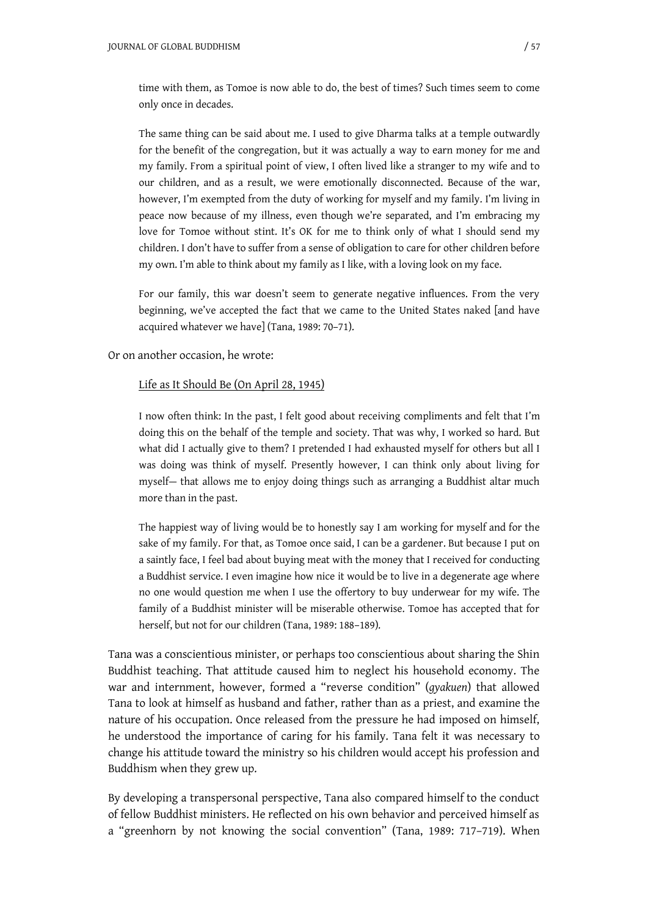> time with them, as Tomoe is now able to do, the best of times? Such times seem to come only once in decades.
>
> The same thing can be said about me. I used to give Dharma talks at a temple outwardly for the benefit of the congregation, but it was actually a way to earn money for me and my family. From a spiritual point of view, I often lived like a stranger to my wife and to our children, and as a result, we were emotionally disconnected. Because of the war, however, I'm exempted from the duty of working for myself and my family. I'm living in peace now because of my illness, even though we're separated, and I'm embracing my love for Tomoe without stint. It's OK for me to think only of what I should send my children. I don't have to suffer from a sense of obligation to care for other children before my own. I'm able to think about my family as I like, with a loving look on my face.
>
> For our family, this war doesn't seem to generate negative influences. From the very beginning, we've accepted the fact that we came to the United States naked [and have acquired whatever we have] (Tana, 1989: 70–71).

Or on another occasion, he wrote:

> <u>Life as It Should Be (On April 28, 1945)</u>
>
> I now often think: In the past, I felt good about receiving compliments and felt that I'm doing this on the behalf of the temple and society. That was why, I worked so hard. But what did I actually give to them? I pretended I had exhausted myself for others but all I was doing was think of myself. Presently however, I can think only about living for myself— that allows me to enjoy doing things such as arranging a Buddhist altar much more than in the past.
>
> The happiest way of living would be to honestly say I am working for myself and for the sake of my family. For that, as Tomoe once said, I can be a gardener. But because I put on a saintly face, I feel bad about buying meat with the money that I received for conducting a Buddhist service. I even imagine how nice it would be to live in a degenerate age where no one would question me when I use the offertory to buy underwear for my wife. The family of a Buddhist minister will be miserable otherwise. Tomoe has accepted that for herself, but not for our children (Tana, 1989: 188–189).

Tana was a conscientious minister, or perhaps too conscientious about sharing the Shin Buddhist teaching. That attitude caused him to neglect his household economy. The war and internment, however, formed a "reverse condition" (*gyakuen*) that allowed Tana to look at himself as husband and father, rather than as a priest, and examine the nature of his occupation. Once released from the pressure he had imposed on himself, he understood the importance of caring for his family. Tana felt it was necessary to change his attitude toward the ministry so his children would accept his profession and Buddhism when they grew up.

By developing a transpersonal perspective, Tana also compared himself to the conduct of fellow Buddhist ministers. He reflected on his own behavior and perceived himself as a "greenhorn by not knowing the social convention" (Tana, 1989: 717–719). When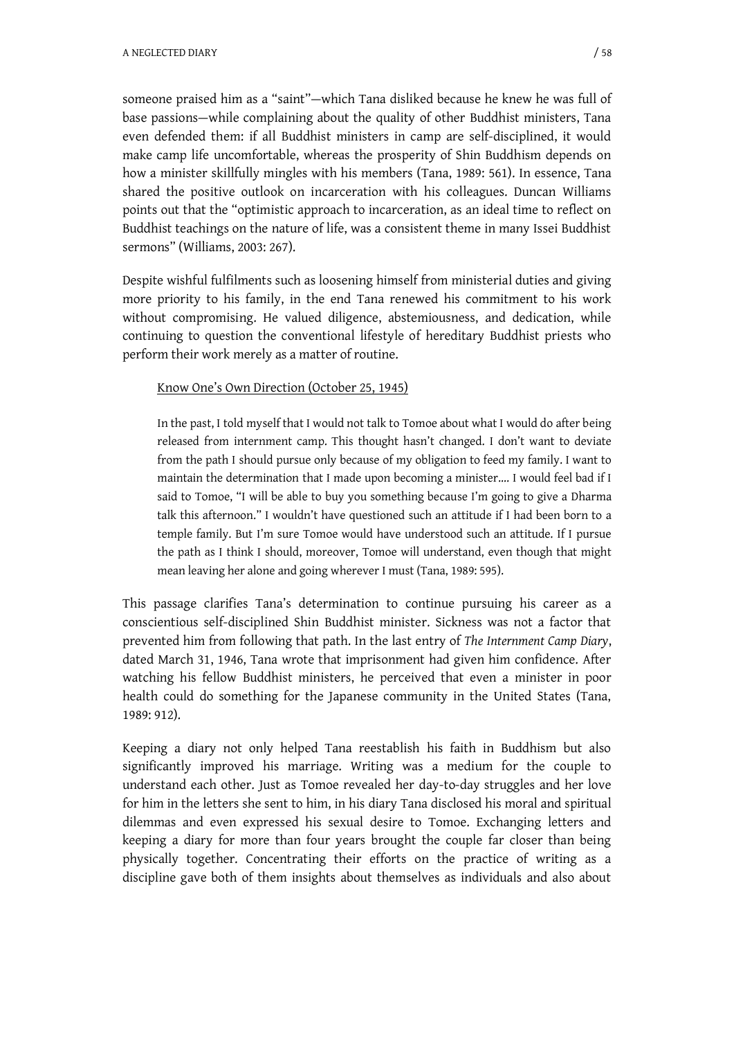someone praised him as a "saint"—which Tana disliked because he knew he was full of base passions—while complaining about the quality of other Buddhist ministers, Tana even defended them: if all Buddhist ministers in camp are self-disciplined, it would make camp life uncomfortable, whereas the prosperity of Shin Buddhism depends on how a minister skillfully mingles with his members (Tana, 1989: 561). In essence, Tana shared the positive outlook on incarceration with his colleagues. Duncan Williams points out that the "optimistic approach to incarceration, as an ideal time to reflect on Buddhist teachings on the nature of life, was a consistent theme in many Issei Buddhist sermons" (Williams, 2003: 267).

Despite wishful fulfilments such as loosening himself from ministerial duties and giving more priority to his family, in the end Tana renewed his commitment to his work without compromising. He valued diligence, abstemiousness, and dedication, while continuing to question the conventional lifestyle of hereditary Buddhist priests who perform their work merely as a matter of routine.

> <u>Know One's Own Direction (October 25, 1945)</u>
>
> In the past, I told myself that I would not talk to Tomoe about what I would do after being released from internment camp. This thought hasn't changed. I don't want to deviate from the path I should pursue only because of my obligation to feed my family. I want to maintain the determination that I made upon becoming a minister.... I would feel bad if I said to Tomoe, "I will be able to buy you something because I'm going to give a Dharma talk this afternoon." I wouldn't have questioned such an attitude if I had been born to a temple family. But I'm sure Tomoe would have understood such an attitude. If I pursue the path as I think I should, moreover, Tomoe will understand, even though that might mean leaving her alone and going wherever I must (Tana, 1989: 595).

This passage clarifies Tana's determination to continue pursuing his career as a conscientious self-disciplined Shin Buddhist minister. Sickness was not a factor that prevented him from following that path. In the last entry of *The Internment Camp Diary*, dated March 31, 1946, Tana wrote that imprisonment had given him confidence. After watching his fellow Buddhist ministers, he perceived that even a minister in poor health could do something for the Japanese community in the United States (Tana, 1989: 912).

Keeping a diary not only helped Tana reestablish his faith in Buddhism but also significantly improved his marriage. Writing was a medium for the couple to understand each other. Just as Tomoe revealed her day-to-day struggles and her love for him in the letters she sent to him, in his diary Tana disclosed his moral and spiritual dilemmas and even expressed his sexual desire to Tomoe. Exchanging letters and keeping a diary for more than four years brought the couple far closer than being physically together. Concentrating their efforts on the practice of writing as a discipline gave both of them insights about themselves as individuals and also about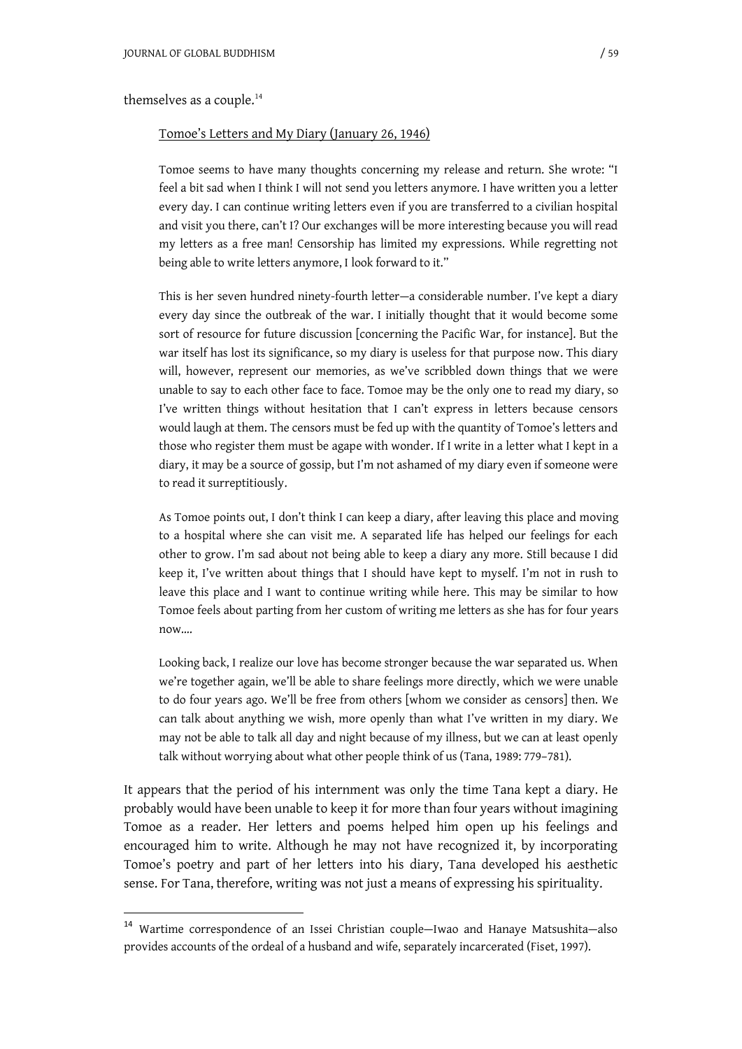themselves as a couple.[14]

> Tomoe's Letters and My Diary (January 26, 1946)
>
> Tomoe seems to have many thoughts concerning my release and return. She wrote: "I feel a bit sad when I think I will not send you letters anymore. I have written you a letter every day. I can continue writing letters even if you are transferred to a civilian hospital and visit you there, can't I? Our exchanges will be more interesting because you will read my letters as a free man! Censorship has limited my expressions. While regretting not being able to write letters anymore, I look forward to it."
>
> This is her seven hundred ninety-fourth letter—a considerable number. I've kept a diary every day since the outbreak of the war. I initially thought that it would become some sort of resource for future discussion [concerning the Pacific War, for instance]. But the war itself has lost its significance, so my diary is useless for that purpose now. This diary will, however, represent our memories, as we've scribbled down things that we were unable to say to each other face to face. Tomoe may be the only one to read my diary, so I've written things without hesitation that I can't express in letters because censors would laugh at them. The censors must be fed up with the quantity of Tomoe's letters and those who register them must be agape with wonder. If I write in a letter what I kept in a diary, it may be a source of gossip, but I'm not ashamed of my diary even if someone were to read it surreptitiously.
>
> As Tomoe points out, I don't think I can keep a diary, after leaving this place and moving to a hospital where she can visit me. A separated life has helped our feelings for each other to grow. I'm sad about not being able to keep a diary any more. Still because I did keep it, I've written about things that I should have kept to myself. I'm not in rush to leave this place and I want to continue writing while here. This may be similar to how Tomoe feels about parting from her custom of writing me letters as she has for four years now....
>
> Looking back, I realize our love has become stronger because the war separated us. When we're together again, we'll be able to share feelings more directly, which we were unable to do four years ago. We'll be free from others [whom we consider as censors] then. We can talk about anything we wish, more openly than what I've written in my diary. We may not be able to talk all day and night because of my illness, but we can at least openly talk without worrying about what other people think of us (Tana, 1989: 779–781).

It appears that the period of his internment was only the time Tana kept a diary. He probably would have been unable to keep it for more than four years without imagining Tomoe as a reader. Her letters and poems helped him open up his feelings and encouraged him to write. Although he may not have recognized it, by incorporating Tomoe's poetry and part of her letters into his diary, Tana developed his aesthetic sense. For Tana, therefore, writing was not just a means of expressing his spirituality.

---

[14] Wartime correspondence of an Issei Christian couple—Iwao and Hanaye Matsushita—also provides accounts of the ordeal of a husband and wife, separately incarcerated (Fiset, 1997).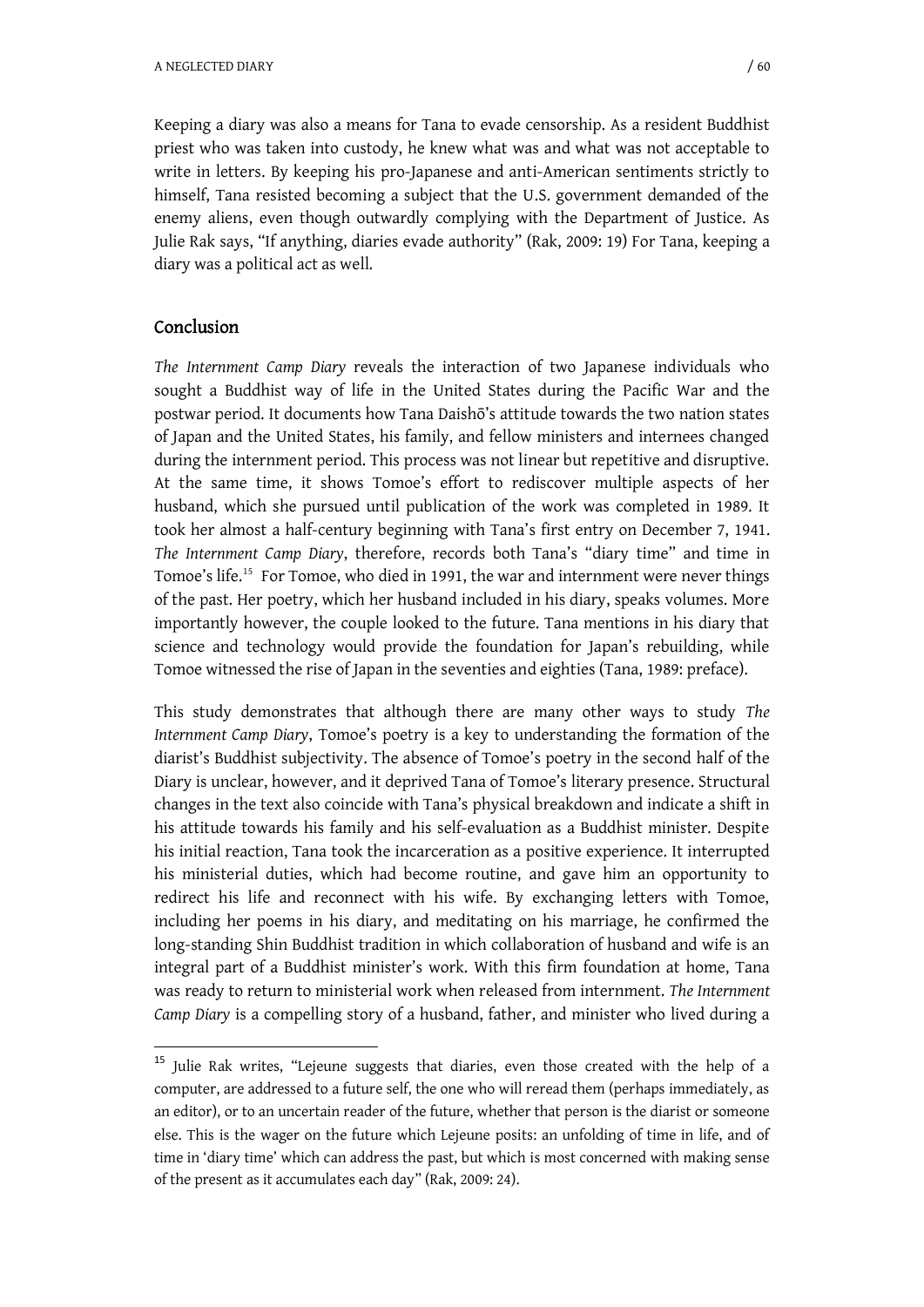Keeping a diary was also a means for Tana to evade censorship. As a resident Buddhist priest who was taken into custody, he knew what was and what was not acceptable to write in letters. By keeping his pro-Japanese and anti-American sentiments strictly to himself, Tana resisted becoming a subject that the U.S. government demanded of the enemy aliens, even though outwardly complying with the Department of Justice. As Julie Rak says, "If anything, diaries evade authority" (Rak, 2009: 19) For Tana, keeping a diary was a political act as well.

## Conclusion

*The Internment Camp Diary* reveals the interaction of two Japanese individuals who sought a Buddhist way of life in the United States during the Pacific War and the postwar period. It documents how Tana Daishō's attitude towards the two nation states of Japan and the United States, his family, and fellow ministers and internees changed during the internment period. This process was not linear but repetitive and disruptive. At the same time, it shows Tomoe's effort to rediscover multiple aspects of her husband, which she pursued until publication of the work was completed in 1989. It took her almost a half-century beginning with Tana's first entry on December 7, 1941. *The Internment Camp Diary*, therefore, records both Tana's "diary time" and time in Tomoe's life.[15] For Tomoe, who died in 1991, the war and internment were never things of the past. Her poetry, which her husband included in his diary, speaks volumes. More importantly however, the couple looked to the future. Tana mentions in his diary that science and technology would provide the foundation for Japan's rebuilding, while Tomoe witnessed the rise of Japan in the seventies and eighties (Tana, 1989: preface).

This study demonstrates that although there are many other ways to study *The Internment Camp Diary*, Tomoe's poetry is a key to understanding the formation of the diarist's Buddhist subjectivity. The absence of Tomoe's poetry in the second half of the Diary is unclear, however, and it deprived Tana of Tomoe's literary presence. Structural changes in the text also coincide with Tana's physical breakdown and indicate a shift in his attitude towards his family and his self-evaluation as a Buddhist minister. Despite his initial reaction, Tana took the incarceration as a positive experience. It interrupted his ministerial duties, which had become routine, and gave him an opportunity to redirect his life and reconnect with his wife. By exchanging letters with Tomoe, including her poems in his diary, and meditating on his marriage, he confirmed the long-standing Shin Buddhist tradition in which collaboration of husband and wife is an integral part of a Buddhist minister's work. With this firm foundation at home, Tana was ready to return to ministerial work when released from internment. *The Internment Camp Diary* is a compelling story of a husband, father, and minister who lived during a

---

[15] Julie Rak writes, "Lejeune suggests that diaries, even those created with the help of a computer, are addressed to a future self, the one who will reread them (perhaps immediately, as an editor), or to an uncertain reader of the future, whether that person is the diarist or someone else. This is the wager on the future which Lejeune posits: an unfolding of time in life, and of time in 'diary time' which can address the past, but which is most concerned with making sense of the present as it accumulates each day" (Rak, 2009: 24).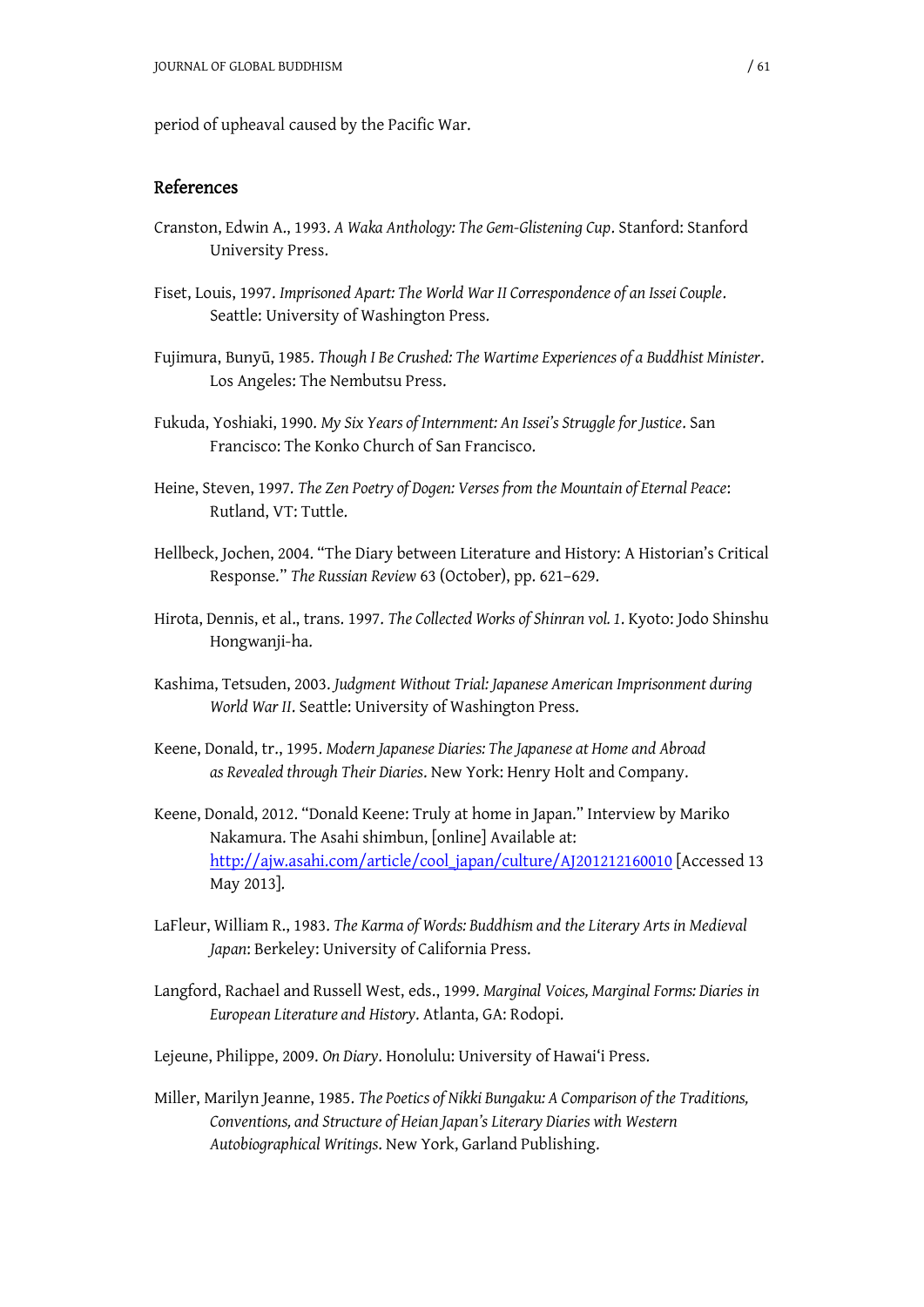period of upheaval caused by the Pacific War.

## References

Cranston, Edwin A., 1993. *A Waka Anthology: The Gem-Glistening Cup*. Stanford: Stanford University Press.

Fiset, Louis, 1997. *Imprisoned Apart: The World War II Correspondence of an Issei Couple*. Seattle: University of Washington Press.

Fujimura, Bunyū, 1985. *Though I Be Crushed: The Wartime Experiences of a Buddhist Minister*. Los Angeles: The Nembutsu Press.

Fukuda, Yoshiaki, 1990. *My Six Years of Internment: An Issei's Struggle for Justice*. San Francisco: The Konko Church of San Francisco.

Heine, Steven, 1997. *The Zen Poetry of Dogen: Verses from the Mountain of Eternal Peace*: Rutland, VT: Tuttle.

Hellbeck, Jochen, 2004. "The Diary between Literature and History: A Historian's Critical Response." *The Russian Review* 63 (October), pp. 621–629.

Hirota, Dennis, et al., trans. 1997. *The Collected Works of Shinran vol. 1*. Kyoto: Jodo Shinshu Hongwanji-ha.

Kashima, Tetsuden, 2003. *Judgment Without Trial: Japanese American Imprisonment during World War II*. Seattle: University of Washington Press.

Keene, Donald, tr., 1995. *Modern Japanese Diaries: The Japanese at Home and Abroad as Revealed through Their Diaries*. New York: Henry Holt and Company.

Keene, Donald, 2012. "Donald Keene: Truly at home in Japan." Interview by Mariko Nakamura. The Asahi shimbun, [online] Available at: http://ajw.asahi.com/article/cool_japan/culture/AJ201212160010 [Accessed 13 May 2013].

LaFleur, William R., 1983. *The Karma of Words: Buddhism and the Literary Arts in Medieval Japan*: Berkeley: University of California Press.

Langford, Rachael and Russell West, eds., 1999. *Marginal Voices, Marginal Forms: Diaries in European Literature and History*. Atlanta, GA: Rodopi.

Lejeune, Philippe, 2009. *On Diary*. Honolulu: University of Hawai'i Press.

Miller, Marilyn Jeanne, 1985. *The Poetics of Nikki Bungaku: A Comparison of the Traditions, Conventions, and Structure of Heian Japan's Literary Diaries with Western Autobiographical Writings*. New York, Garland Publishing.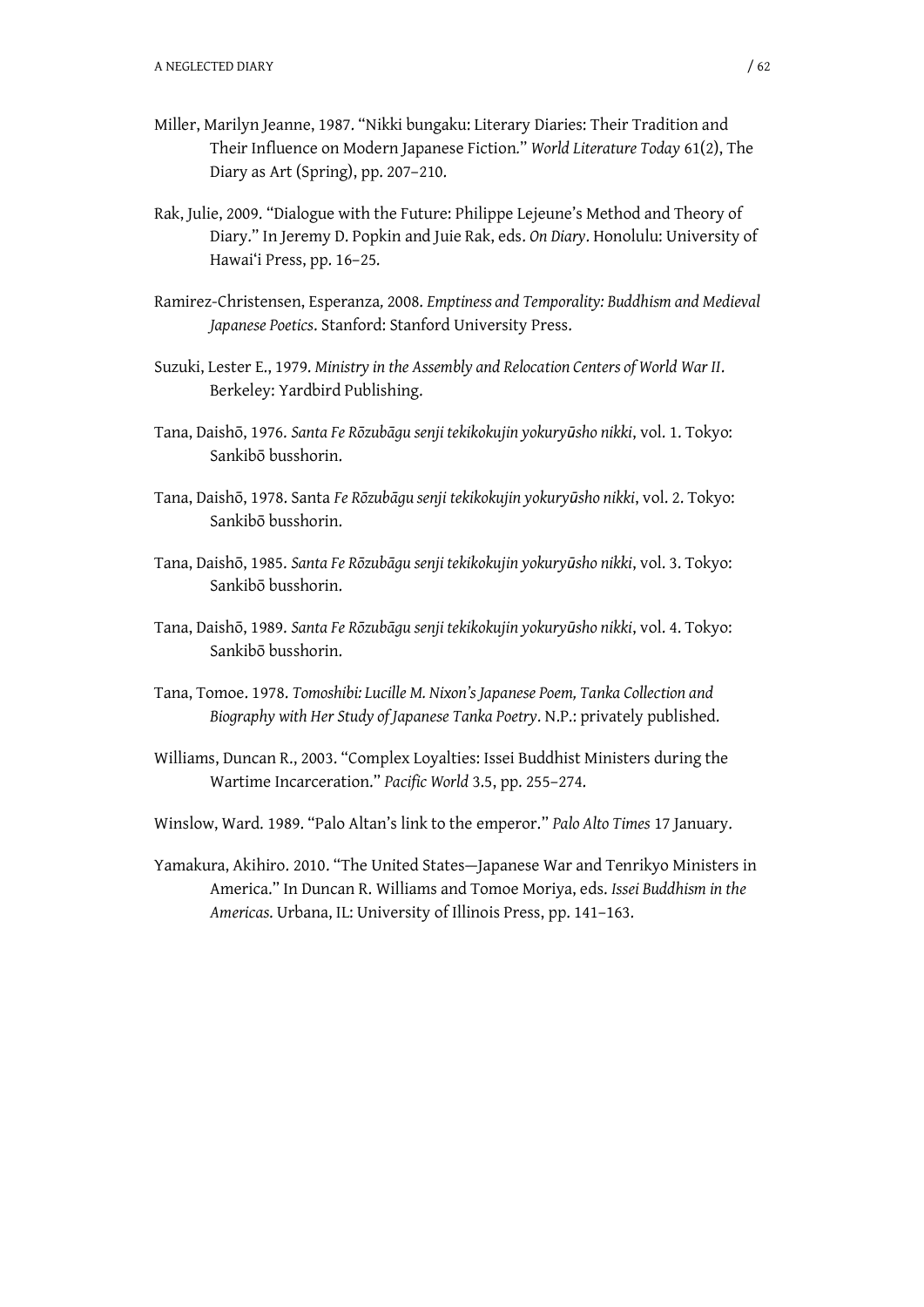Miller, Marilyn Jeanne, 1987. "Nikki bungaku: Literary Diaries: Their Tradition and Their Influence on Modern Japanese Fiction." *World Literature Today* 61(2), The Diary as Art (Spring), pp. 207–210.

Rak, Julie, 2009. "Dialogue with the Future: Philippe Lejeune's Method and Theory of Diary." In Jeremy D. Popkin and Juie Rak, eds. *On Diary*. Honolulu: University of Hawai'i Press, pp. 16–25.

Ramirez-Christensen, Esperanza, 2008. *Emptiness and Temporality: Buddhism and Medieval Japanese Poetics*. Stanford: Stanford University Press.

Suzuki, Lester E., 1979. *Ministry in the Assembly and Relocation Centers of World War II*. Berkeley: Yardbird Publishing.

Tana, Daishō, 1976. *Santa Fe Rōzubāgu senji tekikokujin yokuryūsho nikki*, vol. 1. Tokyo: Sankibō busshorin.

Tana, Daishō, 1978. Santa *Fe Rōzubāgu senji tekikokujin yokuryūsho nikki*, vol. 2. Tokyo: Sankibō busshorin.

Tana, Daishō, 1985. *Santa Fe Rōzubāgu senji tekikokujin yokuryūsho nikki*, vol. 3. Tokyo: Sankibō busshorin.

Tana, Daishō, 1989. *Santa Fe Rōzubāgu senji tekikokujin yokuryūsho nikki*, vol. 4. Tokyo: Sankibō busshorin.

Tana, Tomoe. 1978. *Tomoshibi: Lucille M. Nixon's Japanese Poem, Tanka Collection and Biography with Her Study of Japanese Tanka Poetry*. N.P.: privately published.

Williams, Duncan R., 2003. "Complex Loyalties: Issei Buddhist Ministers during the Wartime Incarceration." *Pacific World* 3.5, pp. 255–274.

Winslow, Ward. 1989. "Palo Altan's link to the emperor." *Palo Alto Times* 17 January.

Yamakura, Akihiro. 2010. "The United States—Japanese War and Tenrikyo Ministers in America." In Duncan R. Williams and Tomoe Moriya, eds. *Issei Buddhism in the Americas*. Urbana, IL: University of Illinois Press, pp. 141–163.